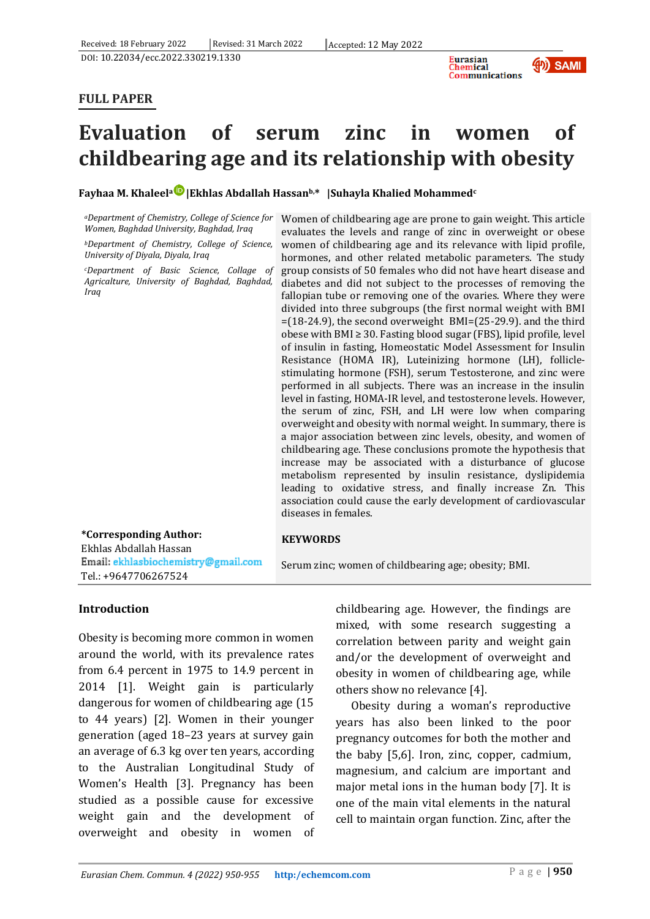Received: 18 February 2022 | Revised: 31 March 2022 | Accepted: 12 May 2022

DOI: 10.22034/ecc.2022.330219.1330

**FULL PAPER**

# Evaluation of serum zinc in women of childbearing age and its relationship with obesity

**Fayhaa M. Khaleel[a] |Ekhlas Abdallah Hassan[b,*] |Suhayla Khalied Mohammed[c]**

[a]*Department of Chemistry, College of Science for Women, Baghdad University, Baghdad, Iraq*

[b]*Department of Chemistry, College of Science, University of Diyala, Diyala, Iraq*

[c]*Department of Basic Science, Collage of Agriculture, University of Baghdad, Baghdad, Iraq*

Women of childbearing age are prone to gain weight. This article evaluates the levels and range of zinc in overweight or obese women of childbearing age and its relevance with lipid profile, hormones, and other related metabolic parameters. The study group consists of 50 females who did not have heart disease and diabetes and did not subject to the processes of removing the fallopian tube or removing one of the ovaries. Where they were divided into three subgroups (the first normal weight with BMI =(18-24.9), the second overweight BMI=(25-29.9). and the third obese with BMI ≥ 30. Fasting blood sugar (FBS), lipid profile, level of insulin in fasting, Homeostatic Model Assessment for Insulin Resistance (HOMA IR), Luteinizing hormone (LH), follicle-stimulating hormone (FSH), serum Testosterone, and zinc were performed in all subjects. There was an increase in the insulin level in fasting, HOMA-IR level, and testosterone levels. However, the serum of zinc, FSH, and LH were low when comparing overweight and obesity with normal weight. In summary, there is a major association between zinc levels, obesity, and women of childbearing age. These conclusions promote the hypothesis that increase may be associated with a disturbance of glucose metabolism represented by insulin resistance, dyslipidemia leading to oxidative stress, and finally increase Zn. This association could cause the early development of cardiovascular diseases in females.

**\*Corresponding Author:**
Ekhlas Abdallah Hassan
Email: ekhlasbiochemistry@gmail.com
Tel.: +9647706267524

**KEYWORDS**

Serum zinc; women of childbearing age; obesity; BMI.

## Introduction

Obesity is becoming more common in women around the world, with its prevalence rates from 6.4 percent in 1975 to 14.9 percent in 2014 [1]. Weight gain is particularly dangerous for women of childbearing age (15 to 44 years) [2]. Women in their younger generation (aged 18–23 years at survey gain an average of 6.3 kg over ten years, according to the Australian Longitudinal Study of Women's Health [3]. Pregnancy has been studied as a possible cause for excessive weight gain and the development of overweight and obesity in women of childbearing age. However, the findings are mixed, with some research suggesting a correlation between parity and weight gain and/or the development of overweight and obesity in women of childbearing age, while others show no relevance [4].

Obesity during a woman's reproductive years has also been linked to the poor pregnancy outcomes for both the mother and the baby [5,6]. Iron, zinc, copper, cadmium, magnesium, and calcium are important and major metal ions in the human body [7]. It is one of the main vital elements in the natural cell to maintain organ function. Zinc, after the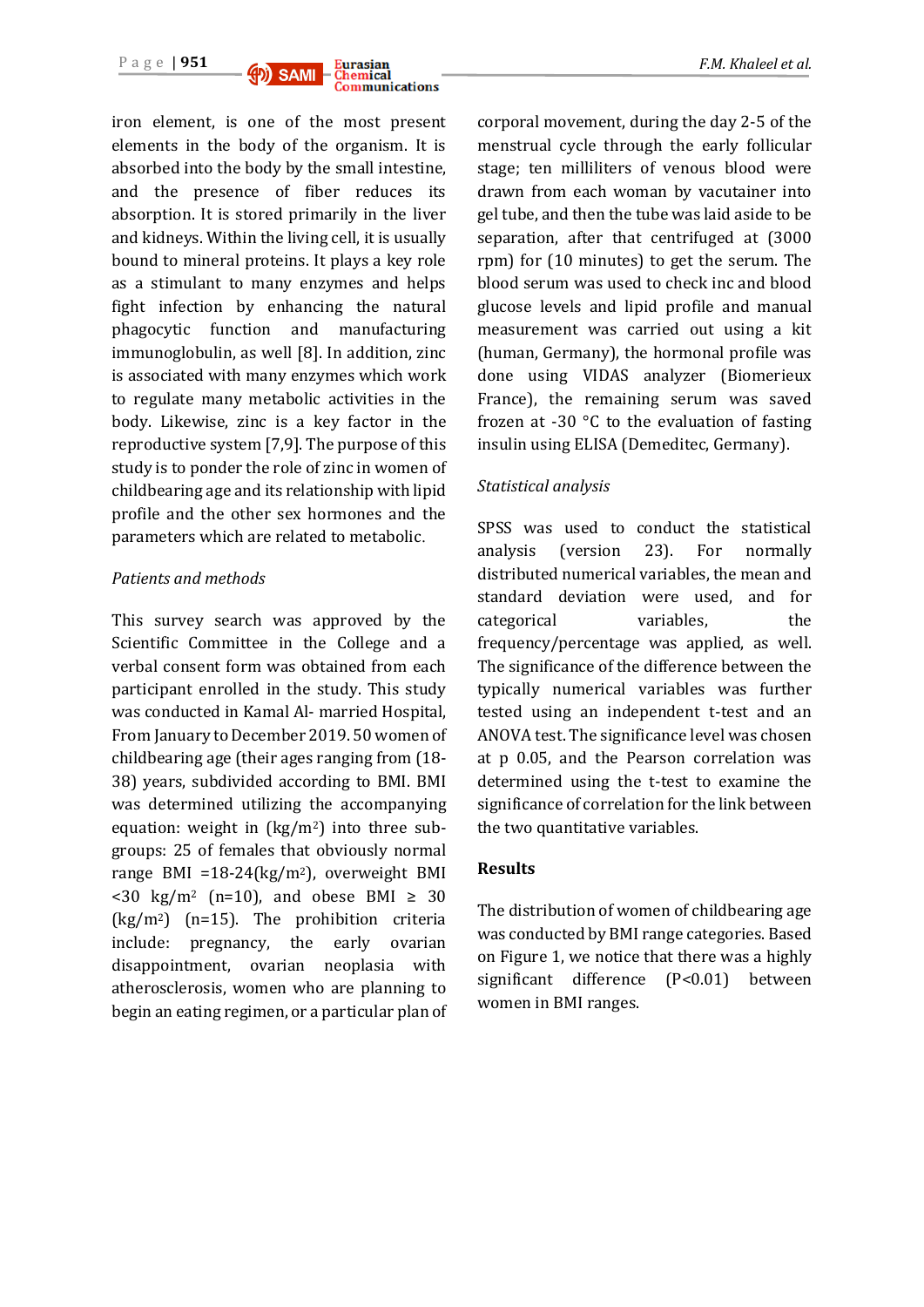iron element, is one of the most present elements in the body of the organism. It is absorbed into the body by the small intestine, and the presence of fiber reduces its absorption. It is stored primarily in the liver and kidneys. Within the living cell, it is usually bound to mineral proteins. It plays a key role as a stimulant to many enzymes and helps fight infection by enhancing the natural phagocytic function and manufacturing immunoglobulin, as well [8]. In addition, zinc is associated with many enzymes which work to regulate many metabolic activities in the body. Likewise, zinc is a key factor in the reproductive system [7,9]. The purpose of this study is to ponder the role of zinc in women of childbearing age and its relationship with lipid profile and the other sex hormones and the parameters which are related to metabolic.

*Patients and methods*

This survey search was approved by the Scientific Committee in the College and a verbal consent form was obtained from each participant enrolled in the study. This study was conducted in Kamal Al- married Hospital, From January to December 2019. 50 women of childbearing age (their ages ranging from (18-38) years, subdivided according to BMI. BMI was determined utilizing the accompanying equation: weight in (kg/m$^2$) into three sub-groups: 25 of females that obviously normal range BMI =18-24(kg/m$^2$), overweight BMI <30 kg/m$^2$ (n=10), and obese BMI ≥ 30 (kg/m$^2$) (n=15). The prohibition criteria include: pregnancy, the early ovarian disappointment, ovarian neoplasia with atherosclerosis, women who are planning to begin an eating regimen, or a particular plan of corporal movement, during the day 2-5 of the menstrual cycle through the early follicular stage; ten milliliters of venous blood were drawn from each woman by vacutainer into gel tube, and then the tube was laid aside to be separation, after that centrifuged at (3000 rpm) for (10 minutes) to get the serum. The blood serum was used to check inc and blood glucose levels and lipid profile and manual measurement was carried out using a kit (human, Germany), the hormonal profile was done using VIDAS analyzer (Biomerieux France), the remaining serum was saved frozen at -30 °C to the evaluation of fasting insulin using ELISA (Demeditec, Germany).

*Statistical analysis*

SPSS was used to conduct the statistical analysis (version 23). For normally distributed numerical variables, the mean and standard deviation were used, and for the categorical variables, the frequency/percentage was applied, as well. The significance of the difference between the typically numerical variables was further tested using an independent t-test and an ANOVA test. The significance level was chosen at p 0.05, and the Pearson correlation was determined using the t-test to examine the significance of correlation for the link between the two quantitative variables.

## Results

The distribution of women of childbearing age was conducted by BMI range categories. Based on Figure 1, we notice that there was a highly significant difference (P<0.01) between women in BMI ranges.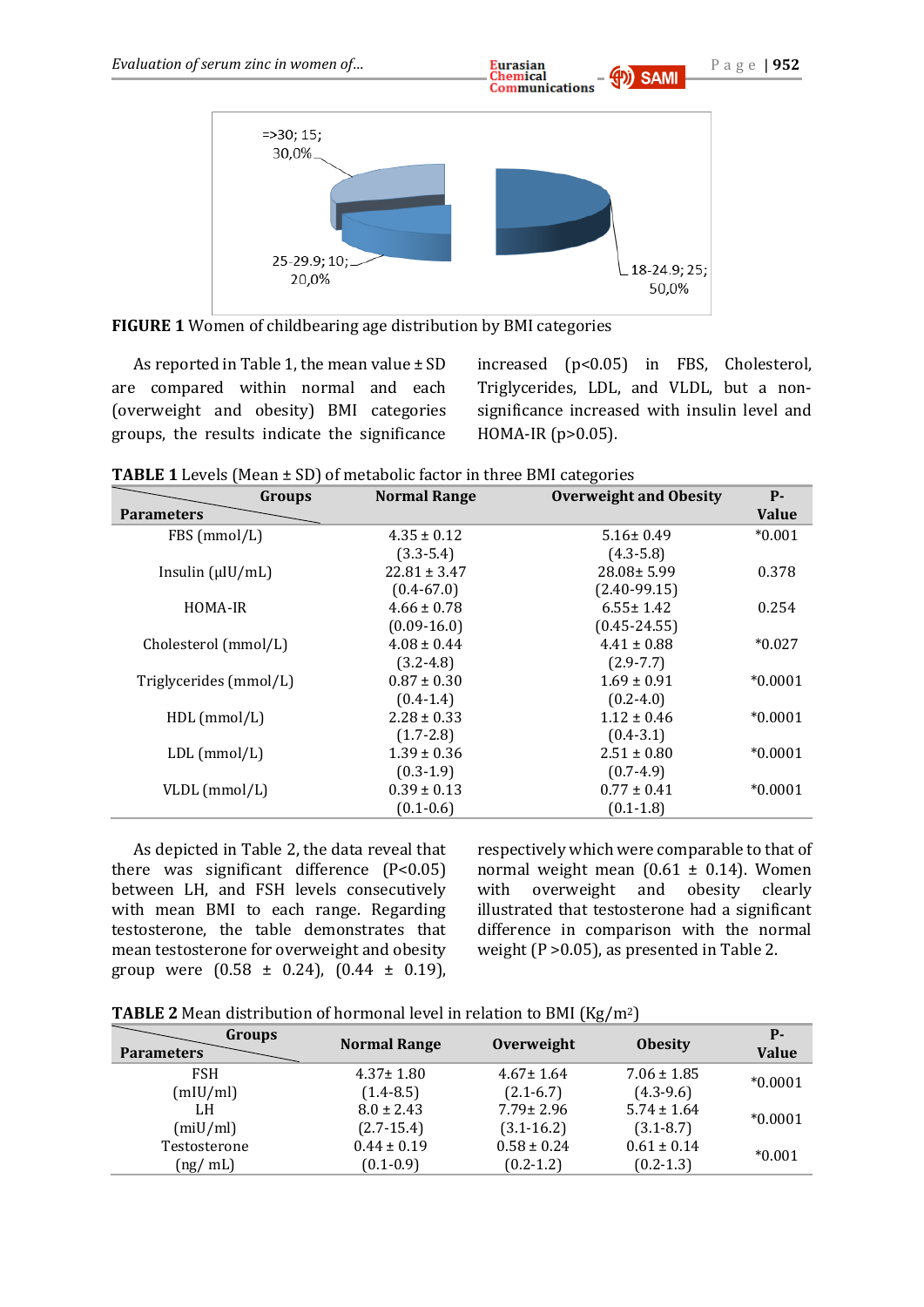=>30; 15;
30,0%

25-29.9; 10;
20,0%

18-24.9; 25;
50,0%

**FIGURE 1** Women of childbearing age distribution by BMI categories

As reported in Table 1, the mean value ± SD are compared within normal and each (overweight and obesity) BMI categories groups, the results indicate the significance increased ($p<0.05$) in FBS, Cholesterol, Triglycerides, LDL, and VLDL, but a non-significance increased with insulin level and HOMA-IR ($p>0.05$).

**TABLE 1** Levels (Mean ± SD) of metabolic factor in three BMI categories

| Groups / Parameters | Normal Range | Overweight and Obesity | P-Value |
|---|---|---|---|
| FBS (mmol/L) | 4.35 ± 0.12 (3.3-5.4) | 5.16± 0.49 (4.3-5.8) | *0.001 |
| Insulin (μIU/mL) | 22.81 ± 3.47 (0.4-67.0) | 28.08± 5.99 (2.40-99.15) | 0.378 |
| HOMA-IR | 4.66 ± 0.78 (0.09-16.0) | 6.55± 1.42 (0.45-24.55) | 0.254 |
| Cholesterol (mmol/L) | 4.08 ± 0.44 (3.2-4.8) | 4.41 ± 0.88 (2.9-7.7) | *0.027 |
| Triglycerides (mmol/L) | 0.87 ± 0.30 (0.4-1.4) | 1.69 ± 0.91 (0.2-4.0) | *0.0001 |
| HDL (mmol/L) | 2.28 ± 0.33 (1.7-2.8) | 1.12 ± 0.46 (0.4-3.1) | *0.0001 |
| LDL (mmol/L) | 1.39 ± 0.36 (0.3-1.9) | 2.51 ± 0.80 (0.7-4.9) | *0.0001 |
| VLDL (mmol/L) | 0.39 ± 0.13 (0.1-0.6) | 0.77 ± 0.41 (0.1-1.8) | *0.0001 |

As depicted in Table 2, the data reveal that there was significant difference ($P<0.05$) between LH, and FSH levels consecutively with mean BMI to each range. Regarding testosterone, the table demonstrates that mean testosterone for overweight and obesity group were (0.58 ± 0.24), (0.44 ± 0.19), respectively which were comparable to that of normal weight mean (0.61 ± 0.14). Women with overweight and obesity clearly illustrated that testosterone had a significant difference in comparison with the normal weight ($P >0.05$), as presented in Table 2.

**TABLE 2** Mean distribution of hormonal level in relation to BMI (Kg/m$^2$)

| Groups / Parameters | Normal Range | Overweight | Obesity | P-Value |
|---|---|---|---|---|
| FSH (mIU/ml) | 4.37± 1.80 (1.4-8.5) | 4.67± 1.64 (2.1-6.7) | 7.06 ± 1.85 (4.3-9.6) | *0.0001 |
| LH (miU/ml) | 8.0 ± 2.43 (2.7-15.4) | 7.79± 2.96 (3.1-16.2) | 5.74 ± 1.64 (3.1-8.7) | *0.0001 |
| Testosterone (ng/ mL) | 0.44 ± 0.19 (0.1-0.9) | 0.58 ± 0.24 (0.2-1.2) | 0.61 ± 0.14 (0.2-1.3) | *0.001 |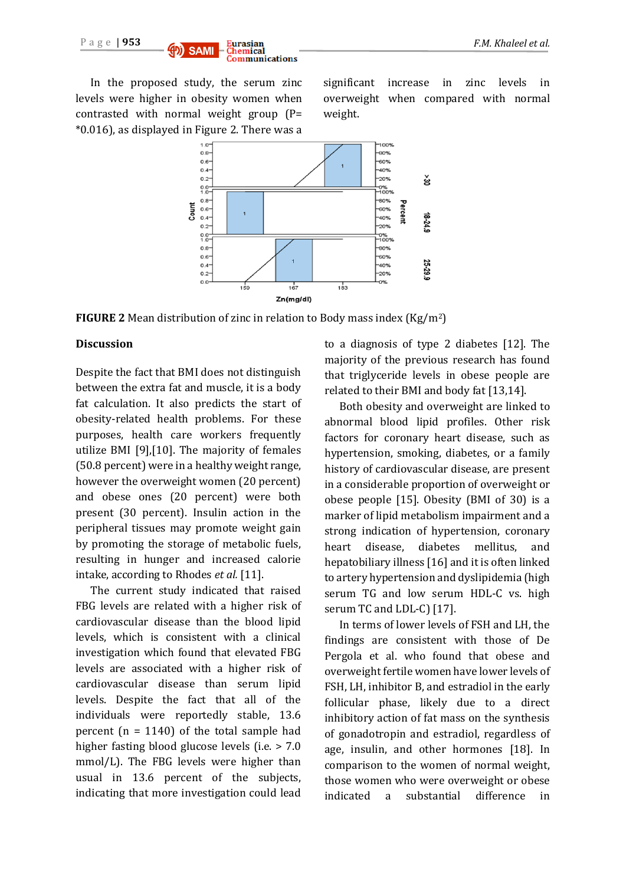In the proposed study, the serum zinc levels were higher in obesity women when contrasted with normal weight group (P= *0.016), as displayed in Figure 2. There was a significant increase in zinc levels in overweight when compared with normal weight.

**FIGURE 2** Mean distribution of zinc in relation to Body mass index (Kg/m$^2$)

## Discussion

Despite the fact that BMI does not distinguish between the extra fat and muscle, it is a body fat calculation. It also predicts the start of obesity-related health problems. For these purposes, health care workers frequently utilize BMI [9],[10]. The majority of females (50.8 percent) were in a healthy weight range, however the overweight women (20 percent) and obese ones (20 percent) were both present (30 percent). Insulin action in the peripheral tissues may promote weight gain by promoting the storage of metabolic fuels, resulting in hunger and increased calorie intake, according to Rhodes *et al.* [11].

The current study indicated that raised FBG levels are related with a higher risk of cardiovascular disease than the blood lipid levels, which is consistent with a clinical investigation which found that elevated FBG levels are associated with a higher risk of cardiovascular disease than serum lipid levels. Despite the fact that all of the individuals were reportedly stable, 13.6 percent (n = 1140) of the total sample had higher fasting blood glucose levels (i.e. > 7.0 mmol/L). The FBG levels were higher than usual in 13.6 percent of the subjects, indicating that more investigation could lead to a diagnosis of type 2 diabetes [12]. The majority of the previous research has found that triglyceride levels in obese people are related to their BMI and body fat [13,14].

Both obesity and overweight are linked to abnormal blood lipid profiles. Other risk factors for coronary heart disease, such as hypertension, smoking, diabetes, or a family history of cardiovascular disease, are present in a considerable proportion of overweight or obese people [15]. Obesity (BMI of 30) is a marker of lipid metabolism impairment and a strong indication of hypertension, coronary heart disease, diabetes mellitus, and hepatobiliary illness [16] and it is often linked to artery hypertension and dyslipidemia (high serum TG and low serum HDL-C vs. high serum TC and LDL-C) [17].

In terms of lower levels of FSH and LH, the findings are consistent with those of De Pergola et al. who found that obese and overweight fertile women have lower levels of FSH, LH, inhibitor B, and estradiol in the early follicular phase, likely due to a direct inhibitory action of fat mass on the synthesis of gonadotropin and estradiol, regardless of age, insulin, and other hormones [18]. In comparison to the women of normal weight, those women who were overweight or obese indicated a substantial difference in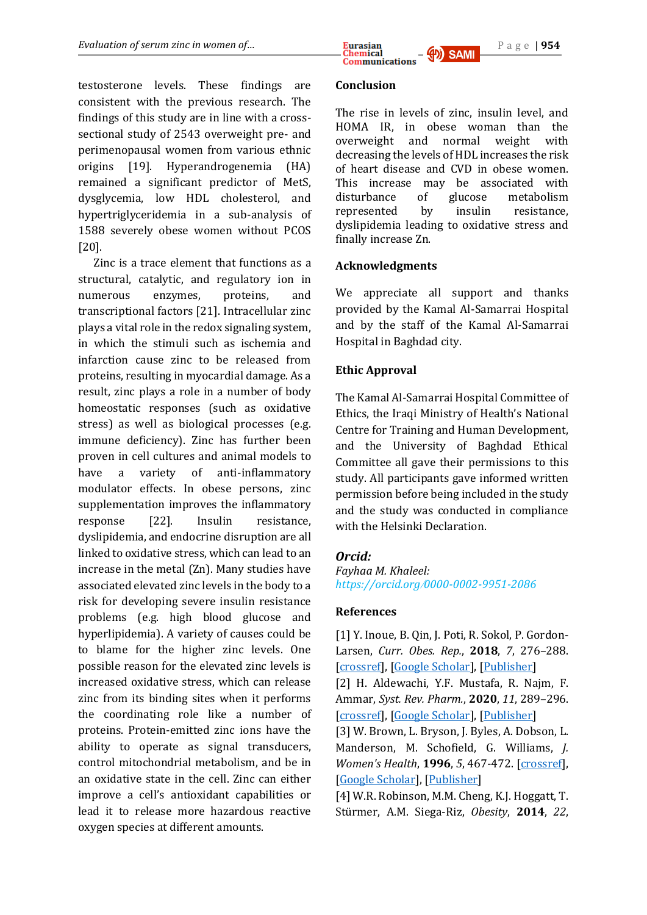testosterone levels. These findings are consistent with the previous research. The findings of this study are in line with a cross-sectional study of 2543 overweight pre- and perimenopausal women from various ethnic origins [19]. Hyperandrogenemia (HA) remained a significant predictor of MetS, dysglycemia, low HDL cholesterol, and hypertriglyceridemia in a sub-analysis of 1588 severely obese women without PCOS [20].

Zinc is a trace element that functions as a structural, catalytic, and regulatory ion in numerous enzymes, proteins, and transcriptional factors [21]. Intracellular zinc plays a vital role in the redox signaling system, in which the stimuli such as ischemia and infarction cause zinc to be released from proteins, resulting in myocardial damage. As a result, zinc plays a role in a number of body homeostatic responses (such as oxidative stress) as well as biological processes (e.g. immune deficiency). Zinc has further been proven in cell cultures and animal models to have a variety of anti-inflammatory modulator effects. In obese persons, zinc supplementation improves the inflammatory response [22]. Insulin resistance, dyslipidemia, and endocrine disruption are all linked to oxidative stress, which can lead to an increase in the metal (Zn). Many studies have associated elevated zinc levels in the body to a risk for developing severe insulin resistance problems (e.g. high blood glucose and hyperlipidemia). A variety of causes could be to blame for the higher zinc levels. One possible reason for the elevated zinc levels is increased oxidative stress, which can release zinc from its binding sites when it performs the coordinating role like a number of proteins. Protein-emitted zinc ions have the ability to operate as signal transducers, control mitochondrial metabolism, and be in an oxidative state in the cell. Zinc can either improve a cell's antioxidant capabilities or lead it to release more hazardous reactive oxygen species at different amounts.

## Conclusion

The rise in levels of zinc, insulin level, and HOMA IR, in obese woman than the overweight and normal weight with decreasing the levels of HDL increases the risk of heart disease and CVD in obese women. This increase may be associated with disturbance of glucose metabolism represented by insulin resistance, dyslipidemia leading to oxidative stress and finally increase Zn.

## Acknowledgments

We appreciate all support and thanks provided by the Kamal Al-Samarrai Hospital and by the staff of the Kamal Al-Samarrai Hospital in Baghdad city.

## Ethic Approval

The Kamal Al-Samarrai Hospital Committee of Ethics, the Iraqi Ministry of Health's National Centre for Training and Human Development, and the University of Baghdad Ethical Committee all gave their permissions to this study. All participants gave informed written permission before being included in the study and the study was conducted in compliance with the Helsinki Declaration.

## *Orcid:*

*Fayhaa M. Khaleel:*
*https://orcid.org/0000-0002-9951-2086*

## References

[1] Y. Inoue, B. Qin, J. Poti, R. Sokol, P. Gordon-Larsen, *Curr. Obes. Rep.*, **2018**, *7*, 276–288. [crossref], [Google Scholar], [Publisher]

[2] H. Aldewachi, Y.F. Mustafa, R. Najm, F. Ammar, *Syst. Rev. Pharm.*, **2020**, *11*, 289–296. [crossref], [Google Scholar], [Publisher]

[3] W. Brown, L. Bryson, J. Byles, A. Dobson, L. Manderson, M. Schofield, G. Williams, *J. Women's Health*, **1996**, *5*, 467-472. [crossref], [Google Scholar], [Publisher]

[4] W.R. Robinson, M.M. Cheng, K.J. Hoggatt, T. Stürmer, A.M. Siega-Riz, *Obesity*, **2014**, *22*,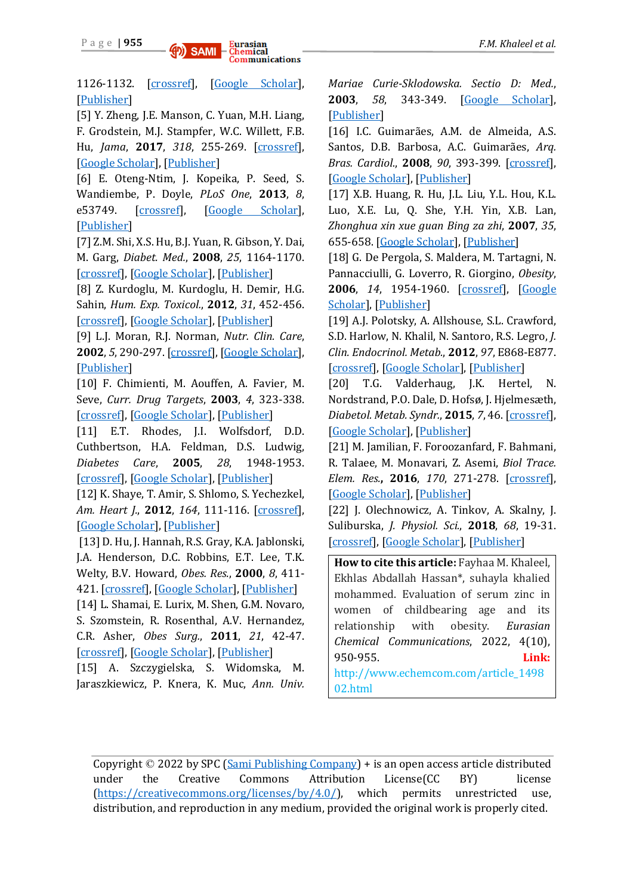1126-1132. [crossref], [Google Scholar], [Publisher]

[5] Y. Zheng, J.E. Manson, C. Yuan, M.H. Liang, F. Grodstein, M.J. Stampfer, W.C. Willett, F.B. Hu, *Jama*, **2017**, *318*, 255-269. [crossref], [Google Scholar], [Publisher]

[6] E. Oteng-Ntim, J. Kopeika, P. Seed, S. Wandiembe, P. Doyle, *PLoS One*, **2013**, *8*, e53749. [crossref], [Google Scholar], [Publisher]

[7] Z.M. Shi, X.S. Hu, B.J. Yuan, R. Gibson, Y. Dai, M. Garg, *Diabet. Med.*, **2008**, *25*, 1164-1170. [crossref], [Google Scholar], [Publisher]

[8] Z. Kurdoglu, M. Kurdoglu, H. Demir, H.G. Sahin, *Hum. Exp. Toxicol.*, **2012**, *31*, 452-456. [crossref], [Google Scholar], [Publisher]

[9] L.J. Moran, R.J. Norman, *Nutr. Clin. Care*, **2002**, *5*, 290-297. [crossref], [Google Scholar], [Publisher]

[10] F. Chimienti, M. Aouffen, A. Favier, M. Seve, *Curr. Drug Targets*, **2003**, *4*, 323-338. [crossref], [Google Scholar], [Publisher]

[11] E.T. Rhodes, J.I. Wolfsdorf, D.D. Cuthbertson, H.A. Feldman, D.S. Ludwig, *Diabetes Care*, **2005**, *28*, 1948-1953. [crossref], [Google Scholar], [Publisher]

[12] K. Shaye, T. Amir, S. Shlomo, S. Yechezkel, *Am. Heart J.*, **2012**, *164*, 111-116. [crossref], [Google Scholar], [Publisher]

[13] D. Hu, J. Hannah, R.S. Gray, K.A. Jablonski, J.A. Henderson, D.C. Robbins, E.T. Lee, T.K. Welty, B.V. Howard, *Obes. Res.*, **2000**, *8*, 411-421. [crossref], [Google Scholar], [Publisher]

[14] L. Shamai, E. Lurix, M. Shen, G.M. Novaro, S. Szomstein, R. Rosenthal, A.V. Hernandez, C.R. Asher, *Obes Surg.*, **2011**, *21*, 42-47. [crossref], [Google Scholar], [Publisher]

[15] A. Szczygielska, S. Widomska, M. Jaraszkiewicz, P. Knera, K. Muc, *Ann. Univ. Mariae Curie-Sklodowska. Sectio D: Med.*, **2003**, *58*, 343-349. [Google Scholar], [Publisher]

[16] I.C. Guimarães, A.M. de Almeida, A.S. Santos, D.B. Barbosa, A.C. Guimarães, *Arq. Bras. Cardiol.*, **2008**, *90*, 393-399. [crossref], [Google Scholar], [Publisher]

[17] X.B. Huang, R. Hu, J.L. Liu, Y.L. Hou, K.L. Luo, X.E. Lu, Q. She, Y.H. Yin, X.B. Lan, *Zhonghua xin xue guan Bing za zhi*, **2007**, *35*, 655-658. [Google Scholar], [Publisher]

[18] G. De Pergola, S. Maldera, M. Tartagni, N. Pannacciulli, G. Loverro, R. Giorgino, *Obesity*, **2006**, *14*, 1954-1960. [crossref], [Google Scholar], [Publisher]

[19] A.J. Polotsky, A. Allshouse, S.L. Crawford, S.D. Harlow, N. Khalil, N. Santoro, R.S. Legro, *J. Clin. Endocrinol. Metab.*, **2012**, *97*, E868-E877. [crossref], [Google Scholar], [Publisher]

[20] T.G. Valderhaug, J.K. Hertel, N. Nordstrand, P.O. Dale, D. Hofsø, J. Hjelmesæth, *Diabetol. Metab. Syndr.*, **2015**, *7*, 46. [crossref], [Google Scholar], [Publisher]

[21] M. Jamilian, F. Foroozanfard, F. Bahmani, R. Talaee, M. Monavari, Z. Asemi, *Biol Trace. Elem. Res.*, **2016**, *170*, 271-278. [crossref], [Google Scholar], [Publisher]

[22] J. Olechnowicz, A. Tinkov, A. Skalny, J. Suliburska, *J. Physiol. Sci.*, **2018**, *68*, 19-31. [crossref], [Google Scholar], [Publisher]

**How to cite this article:** Fayhaa M. Khaleel, Ekhlas Abdallah Hassan*, suhayla khalied mohammed. Evaluation of serum zinc in women of childbearing age and its relationship with obesity. *Eurasian Chemical Communications*, 2022, 4(10), 950-955. **Link:** http://www.echemcom.com/article_149802.html

Copyright © 2022 by SPC (Sami Publishing Company) + is an open access article distributed under the Creative Commons Attribution License(CC BY) license (https://creativecommons.org/licenses/by/4.0/), which permits unrestricted use, distribution, and reproduction in any medium, provided the original work is properly cited.